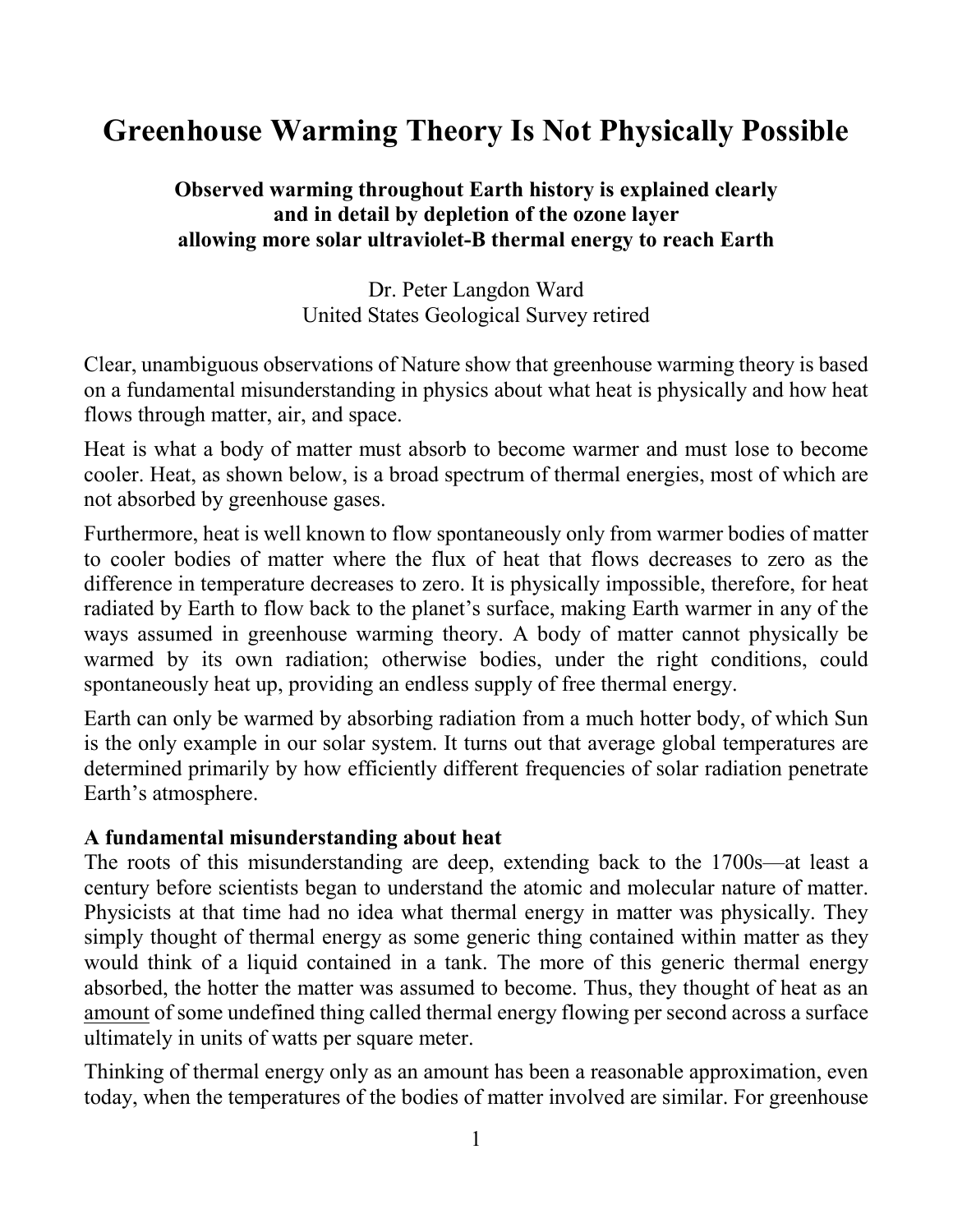# Greenhouse Warming Theory Is Not Physically Possible

**Observed warming throughout Earth history is explained clearly and in detail by depletion of the ozone layer allowing more solar ultraviolet-B thermal energy to reach Earth**

Dr. Peter Langdon Ward
United States Geological Survey retired

Clear, unambiguous observations of Nature show that greenhouse warming theory is based on a fundamental misunderstanding in physics about what heat is physically and how heat flows through matter, air, and space.

Heat is what a body of matter must absorb to become warmer and must lose to become cooler. Heat, as shown below, is a broad spectrum of thermal energies, most of which are not absorbed by greenhouse gases.

Furthermore, heat is well known to flow spontaneously only from warmer bodies of matter to cooler bodies of matter where the flux of heat that flows decreases to zero as the difference in temperature decreases to zero. It is physically impossible, therefore, for heat radiated by Earth to flow back to the planet's surface, making Earth warmer in any of the ways assumed in greenhouse warming theory. A body of matter cannot physically be warmed by its own radiation; otherwise bodies, under the right conditions, could spontaneously heat up, providing an endless supply of free thermal energy.

Earth can only be warmed by absorbing radiation from a much hotter body, of which Sun is the only example in our solar system. It turns out that average global temperatures are determined primarily by how efficiently different frequencies of solar radiation penetrate Earth's atmosphere.

## A fundamental misunderstanding about heat

The roots of this misunderstanding are deep, extending back to the 1700s—at least a century before scientists began to understand the atomic and molecular nature of matter. Physicists at that time had no idea what thermal energy in matter was physically. They simply thought of thermal energy as some generic thing contained within matter as they would think of a liquid contained in a tank. The more of this generic thermal energy absorbed, the hotter the matter was assumed to become. Thus, they thought of heat as an amount of some undefined thing called thermal energy flowing per second across a surface ultimately in units of watts per square meter.

Thinking of thermal energy only as an amount has been a reasonable approximation, even today, when the temperatures of the bodies of matter involved are similar. For greenhouse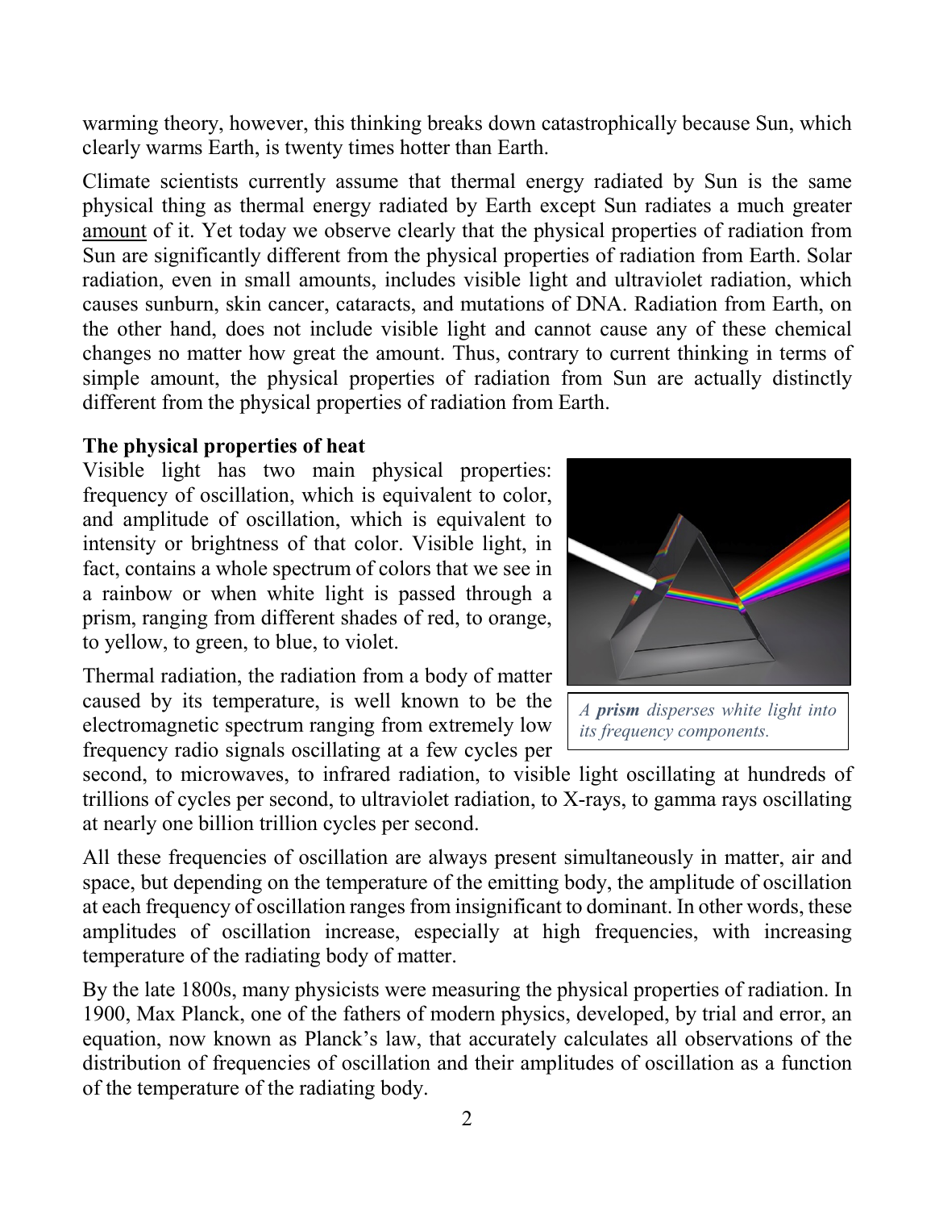warming theory, however, this thinking breaks down catastrophically because Sun, which clearly warms Earth, is twenty times hotter than Earth.

Climate scientists currently assume that thermal energy radiated by Sun is the same physical thing as thermal energy radiated by Earth except Sun radiates a much greater amount of it. Yet today we observe clearly that the physical properties of radiation from Sun are significantly different from the physical properties of radiation from Earth. Solar radiation, even in small amounts, includes visible light and ultraviolet radiation, which causes sunburn, skin cancer, cataracts, and mutations of DNA. Radiation from Earth, on the other hand, does not include visible light and cannot cause any of these chemical changes no matter how great the amount. Thus, contrary to current thinking in terms of simple amount, the physical properties of radiation from Sun are actually distinctly different from the physical properties of radiation from Earth.

**The physical properties of heat**

Visible light has two main physical properties: frequency of oscillation, which is equivalent to color, and amplitude of oscillation, which is equivalent to intensity or brightness of that color. Visible light, in fact, contains a whole spectrum of colors that we see in a rainbow or when white light is passed through a prism, ranging from different shades of red, to orange, to yellow, to green, to blue, to violet.

*A **prism** disperses white light into its frequency components.*

Thermal radiation, the radiation from a body of matter caused by its temperature, is well known to be the electromagnetic spectrum ranging from extremely low frequency radio signals oscillating at a few cycles per second, to microwaves, to infrared radiation, to visible light oscillating at hundreds of trillions of cycles per second, to ultraviolet radiation, to X-rays, to gamma rays oscillating at nearly one billion trillion cycles per second.

All these frequencies of oscillation are always present simultaneously in matter, air and space, but depending on the temperature of the emitting body, the amplitude of oscillation at each frequency of oscillation ranges from insignificant to dominant. In other words, these amplitudes of oscillation increase, especially at high frequencies, with increasing temperature of the radiating body of matter.

By the late 1800s, many physicists were measuring the physical properties of radiation. In 1900, Max Planck, one of the fathers of modern physics, developed, by trial and error, an equation, now known as Planck's law, that accurately calculates all observations of the distribution of frequencies of oscillation and their amplitudes of oscillation as a function of the temperature of the radiating body.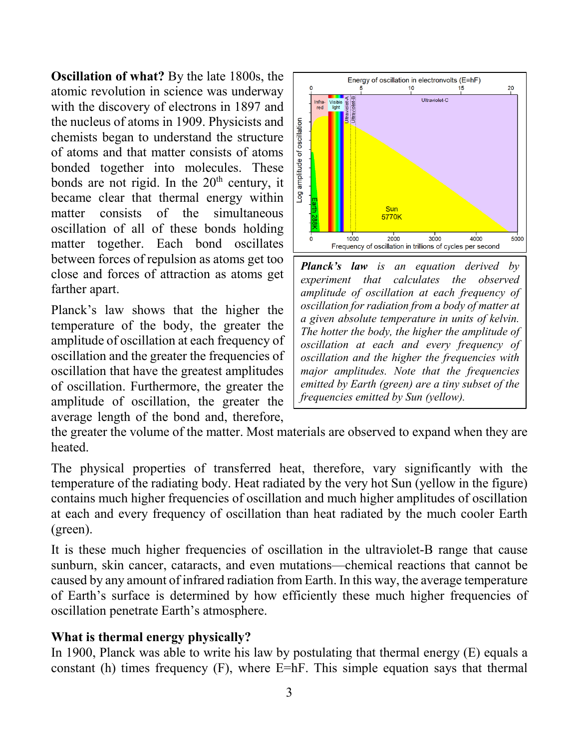**Oscillation of what?** By the late 1800s, the atomic revolution in science was underway with the discovery of electrons in 1897 and the nucleus of atoms in 1909. Physicists and chemists began to understand the structure of atoms and that matter consists of atoms bonded together into molecules. These bonds are not rigid. In the 20th century, it became clear that thermal energy within matter consists of the simultaneous oscillation of all of these bonds holding matter together. Each bond oscillates between forces of repulsion as atoms get too close and forces of attraction as atoms get farther apart.

Planck's law shows that the higher the temperature of the body, the greater the amplitude of oscillation at each frequency of oscillation and the greater the frequencies of oscillation that have the greatest amplitudes of oscillation. Furthermore, the greater the amplitude of oscillation, the greater the average length of the bond and, therefore, the greater the volume of the matter. Most materials are observed to expand when they are heated.

*Planck's law is an equation derived by experiment that calculates the observed amplitude of oscillation at each frequency of oscillation for radiation from a body of matter at a given absolute temperature in units of kelvin. The hotter the body, the higher the amplitude of oscillation at each and every frequency of oscillation and the higher the frequencies with major amplitudes. Note that the frequencies emitted by Earth (green) are a tiny subset of the frequencies emitted by Sun (yellow).*

The physical properties of transferred heat, therefore, vary significantly with the temperature of the radiating body. Heat radiated by the very hot Sun (yellow in the figure) contains much higher frequencies of oscillation and much higher amplitudes of oscillation at each and every frequency of oscillation than heat radiated by the much cooler Earth (green).

It is these much higher frequencies of oscillation in the ultraviolet-B range that cause sunburn, skin cancer, cataracts, and even mutations—chemical reactions that cannot be caused by any amount of infrared radiation from Earth. In this way, the average temperature of Earth's surface is determined by how efficiently these much higher frequencies of oscillation penetrate Earth's atmosphere.

## What is thermal energy physically?

In 1900, Planck was able to write his law by postulating that thermal energy ($E$) equals a constant ($h$) times frequency ($F$), where $E=hF$. This simple equation says that thermal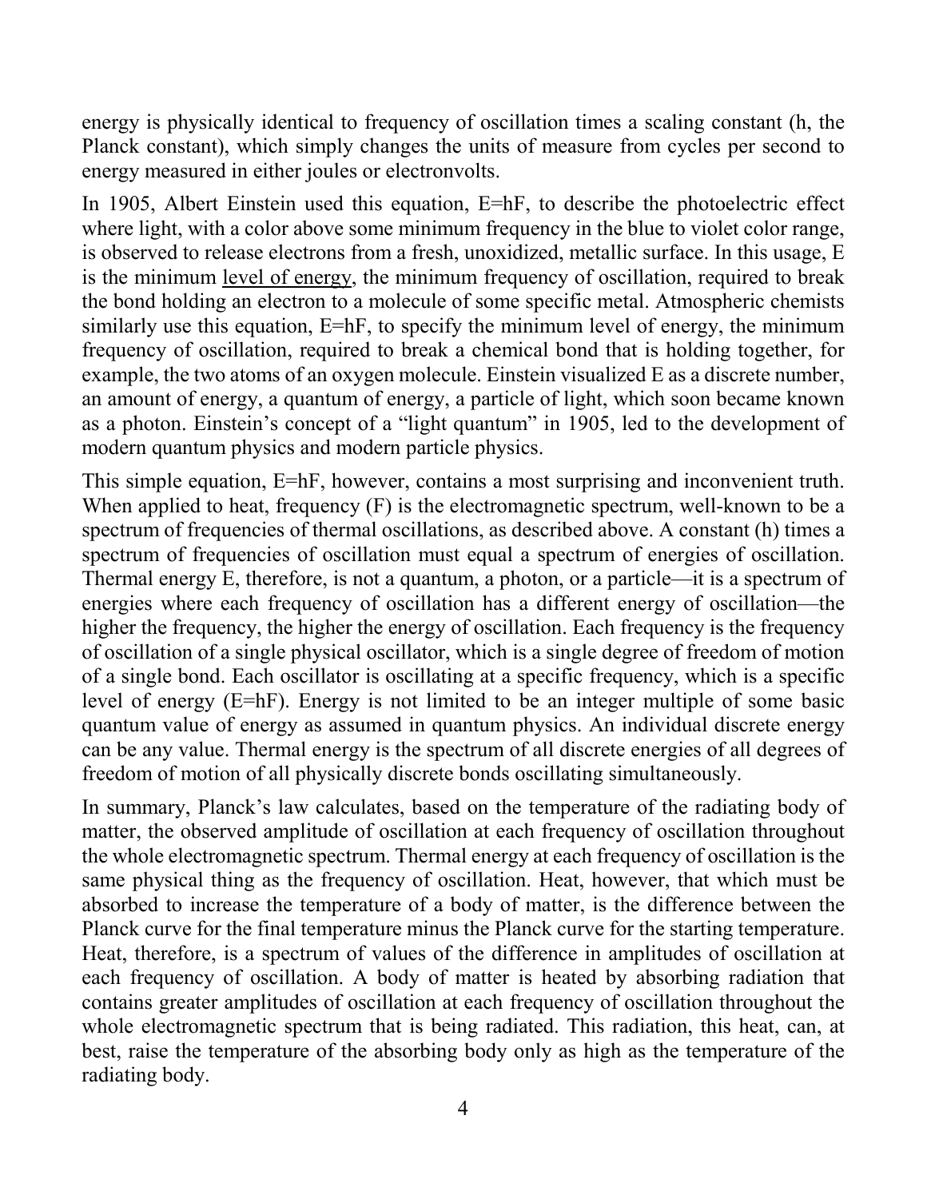energy is physically identical to frequency of oscillation times a scaling constant (h, the Planck constant), which simply changes the units of measure from cycles per second to energy measured in either joules or electronvolts.

In 1905, Albert Einstein used this equation, $E=hF$, to describe the photoelectric effect where light, with a color above some minimum frequency in the blue to violet color range, is observed to release electrons from a fresh, unoxidized, metallic surface. In this usage, E is the minimum level of energy, the minimum frequency of oscillation, required to break the bond holding an electron to a molecule of some specific metal. Atmospheric chemists similarly use this equation, $E=hF$, to specify the minimum level of energy, the minimum frequency of oscillation, required to break a chemical bond that is holding together, for example, the two atoms of an oxygen molecule. Einstein visualized E as a discrete number, an amount of energy, a quantum of energy, a particle of light, which soon became known as a photon. Einstein's concept of a "light quantum" in 1905, led to the development of modern quantum physics and modern particle physics.

This simple equation, $E=hF$, however, contains a most surprising and inconvenient truth. When applied to heat, frequency (F) is the electromagnetic spectrum, well-known to be a spectrum of frequencies of thermal oscillations, as described above. A constant (h) times a spectrum of frequencies of oscillation must equal a spectrum of energies of oscillation. Thermal energy E, therefore, is not a quantum, a photon, or a particle—it is a spectrum of energies where each frequency of oscillation has a different energy of oscillation—the higher the frequency, the higher the energy of oscillation. Each frequency is the frequency of oscillation of a single physical oscillator, which is a single degree of freedom of motion of a single bond. Each oscillator is oscillating at a specific frequency, which is a specific level of energy ($E=hF$). Energy is not limited to be an integer multiple of some basic quantum value of energy as assumed in quantum physics. An individual discrete energy can be any value. Thermal energy is the spectrum of all discrete energies of all degrees of freedom of motion of all physically discrete bonds oscillating simultaneously.

In summary, Planck's law calculates, based on the temperature of the radiating body of matter, the observed amplitude of oscillation at each frequency of oscillation throughout the whole electromagnetic spectrum. Thermal energy at each frequency of oscillation is the same physical thing as the frequency of oscillation. Heat, however, that which must be absorbed to increase the temperature of a body of matter, is the difference between the Planck curve for the final temperature minus the Planck curve for the starting temperature. Heat, therefore, is a spectrum of values of the difference in amplitudes of oscillation at each frequency of oscillation. A body of matter is heated by absorbing radiation that contains greater amplitudes of oscillation at each frequency of oscillation throughout the whole electromagnetic spectrum that is being radiated. This radiation, this heat, can, at best, raise the temperature of the absorbing body only as high as the temperature of the radiating body.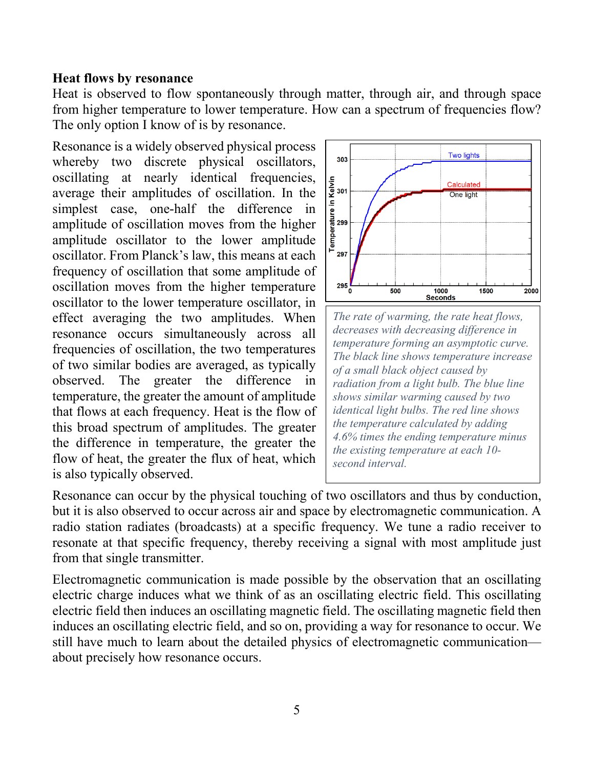### Heat flows by resonance

Heat is observed to flow spontaneously through matter, through air, and through space from higher temperature to lower temperature. How can a spectrum of frequencies flow? The only option I know of is by resonance.

Resonance is a widely observed physical process whereby two discrete physical oscillators, oscillating at nearly identical frequencies, average their amplitudes of oscillation. In the simplest case, one-half the difference in amplitude of oscillation moves from the higher amplitude oscillator to the lower amplitude oscillator. From Planck's law, this means at each frequency of oscillation that some amplitude of oscillation moves from the higher temperature oscillator to the lower temperature oscillator, in effect averaging the two amplitudes. When resonance occurs simultaneously across all frequencies of oscillation, the two temperatures of two similar bodies are averaged, as typically observed. The greater the difference in temperature, the greater the amount of amplitude that flows at each frequency. Heat is the flow of this broad spectrum of amplitudes. The greater the difference in temperature, the greater the flow of heat, the greater the flux of heat, which is also typically observed.

*The rate of warming, the rate heat flows, decreases with decreasing difference in temperature forming an asymptotic curve. The black line shows temperature increase of a small black object caused by radiation from a light bulb. The blue line shows similar warming caused by two identical light bulbs. The red line shows the temperature calculated by adding 4.6% times the ending temperature minus the existing temperature at each 10-second interval.*

Resonance can occur by the physical touching of two oscillators and thus by conduction, but it is also observed to occur across air and space by electromagnetic communication. A radio station radiates (broadcasts) at a specific frequency. We tune a radio receiver to resonate at that specific frequency, thereby receiving a signal with most amplitude just from that single transmitter.

Electromagnetic communication is made possible by the observation that an oscillating electric charge induces what we think of as an oscillating electric field. This oscillating electric field then induces an oscillating magnetic field. The oscillating magnetic field then induces an oscillating electric field, and so on, providing a way for resonance to occur. We still have much to learn about the detailed physics of electromagnetic communication—about precisely how resonance occurs.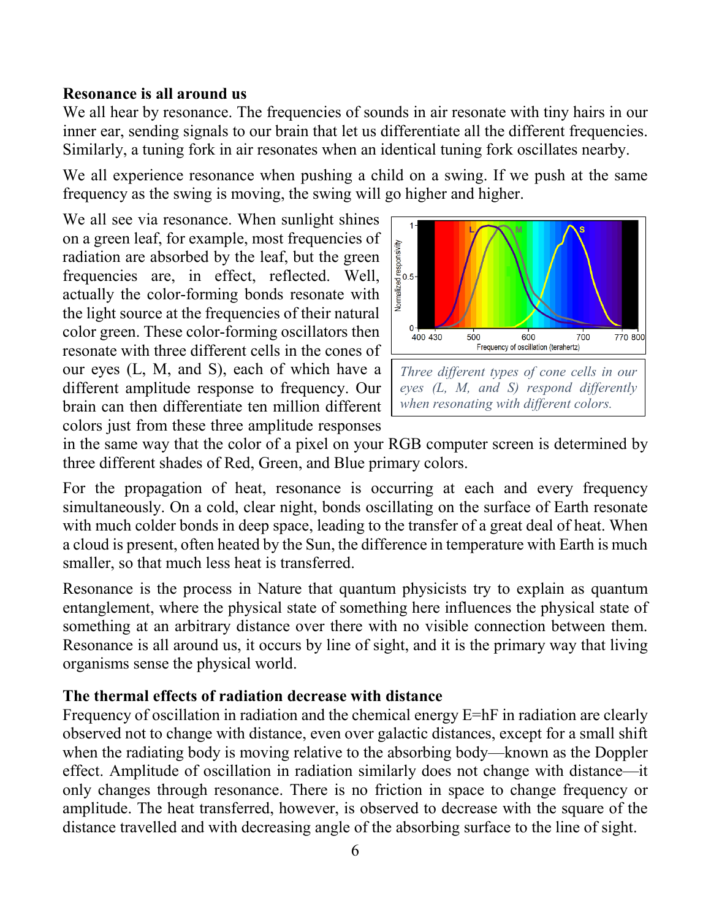**Resonance is all around us**

We all hear by resonance. The frequencies of sounds in air resonate with tiny hairs in our inner ear, sending signals to our brain that let us differentiate all the different frequencies. Similarly, a tuning fork in air resonates when an identical tuning fork oscillates nearby.

We all experience resonance when pushing a child on a swing. If we push at the same frequency as the swing is moving, the swing will go higher and higher.

We all see via resonance. When sunlight shines on a green leaf, for example, most frequencies of radiation are absorbed by the leaf, but the green frequencies are, in effect, reflected. Well, actually the color-forming bonds resonate with the light source at the frequencies of their natural color green. These color-forming oscillators then resonate with three different cells in the cones of our eyes (L, M, and S), each of which have a different amplitude response to frequency. Our brain can then differentiate ten million different colors just from these three amplitude responses in the same way that the color of a pixel on your RGB computer screen is determined by three different shades of Red, Green, and Blue primary colors.

*Three different types of cone cells in our eyes (L, M, and S) respond differently when resonating with different colors.*

For the propagation of heat, resonance is occurring at each and every frequency simultaneously. On a cold, clear night, bonds oscillating on the surface of Earth resonate with much colder bonds in deep space, leading to the transfer of a great deal of heat. When a cloud is present, often heated by the Sun, the difference in temperature with Earth is much smaller, so that much less heat is transferred.

Resonance is the process in Nature that quantum physicists try to explain as quantum entanglement, where the physical state of something here influences the physical state of something at an arbitrary distance over there with no visible connection between them. Resonance is all around us, it occurs by line of sight, and it is the primary way that living organisms sense the physical world.

**The thermal effects of radiation decrease with distance**

Frequency of oscillation in radiation and the chemical energy $E=hF$ in radiation are clearly observed not to change with distance, even over galactic distances, except for a small shift when the radiating body is moving relative to the absorbing body—known as the Doppler effect. Amplitude of oscillation in radiation similarly does not change with distance—it only changes through resonance. There is no friction in space to change frequency or amplitude. The heat transferred, however, is observed to decrease with the square of the distance travelled and with decreasing angle of the absorbing surface to the line of sight.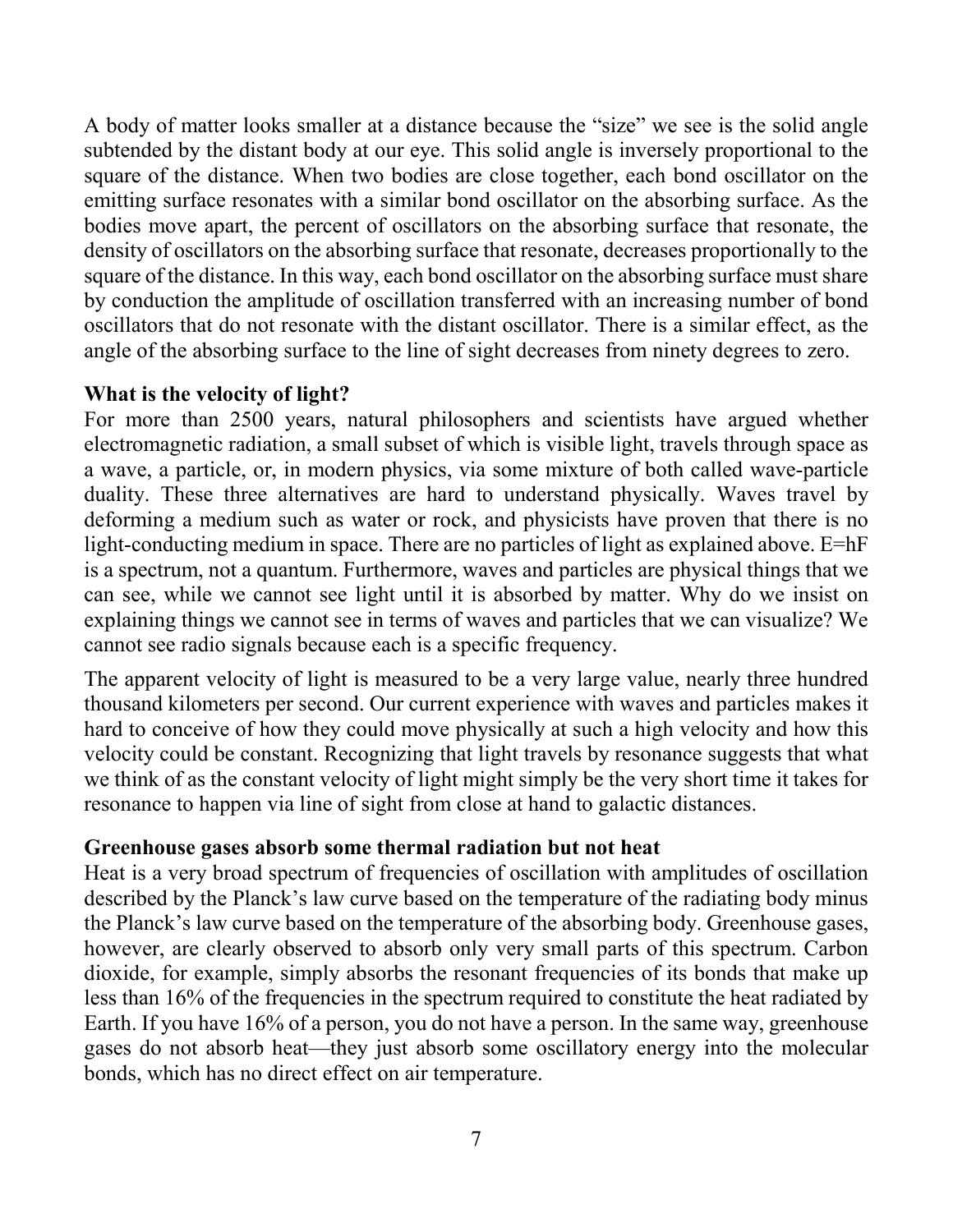A body of matter looks smaller at a distance because the "size" we see is the solid angle subtended by the distant body at our eye. This solid angle is inversely proportional to the square of the distance. When two bodies are close together, each bond oscillator on the emitting surface resonates with a similar bond oscillator on the absorbing surface. As the bodies move apart, the percent of oscillators on the absorbing surface that resonate, the density of oscillators on the absorbing surface that resonate, decreases proportionally to the square of the distance. In this way, each bond oscillator on the absorbing surface must share by conduction the amplitude of oscillation transferred with an increasing number of bond oscillators that do not resonate with the distant oscillator. There is a similar effect, as the angle of the absorbing surface to the line of sight decreases from ninety degrees to zero.

**What is the velocity of light?**

For more than 2500 years, natural philosophers and scientists have argued whether electromagnetic radiation, a small subset of which is visible light, travels through space as a wave, a particle, or, in modern physics, via some mixture of both called wave-particle duality. These three alternatives are hard to understand physically. Waves travel by deforming a medium such as water or rock, and physicists have proven that there is no light-conducting medium in space. There are no particles of light as explained above. $E=hF$ is a spectrum, not a quantum. Furthermore, waves and particles are physical things that we can see, while we cannot see light until it is absorbed by matter. Why do we insist on explaining things we cannot see in terms of waves and particles that we can visualize? We cannot see radio signals because each is a specific frequency.

The apparent velocity of light is measured to be a very large value, nearly three hundred thousand kilometers per second. Our current experience with waves and particles makes it hard to conceive of how they could move physically at such a high velocity and how this velocity could be constant. Recognizing that light travels by resonance suggests that what we think of as the constant velocity of light might simply be the very short time it takes for resonance to happen via line of sight from close at hand to galactic distances.

**Greenhouse gases absorb some thermal radiation but not heat**

Heat is a very broad spectrum of frequencies of oscillation with amplitudes of oscillation described by the Planck's law curve based on the temperature of the radiating body minus the Planck's law curve based on the temperature of the absorbing body. Greenhouse gases, however, are clearly observed to absorb only very small parts of this spectrum. Carbon dioxide, for example, simply absorbs the resonant frequencies of its bonds that make up less than 16% of the frequencies in the spectrum required to constitute the heat radiated by Earth. If you have 16% of a person, you do not have a person. In the same way, greenhouse gases do not absorb heat—they just absorb some oscillatory energy into the molecular bonds, which has no direct effect on air temperature.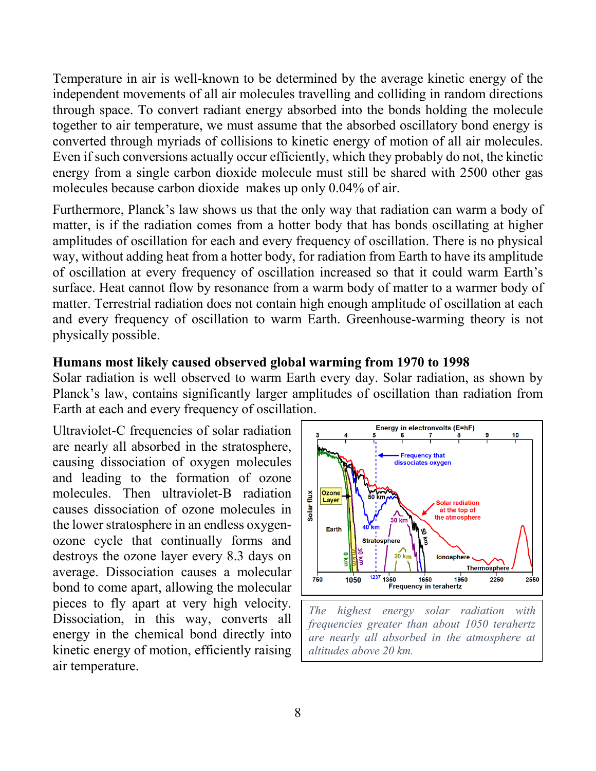Temperature in air is well-known to be determined by the average kinetic energy of the independent movements of all air molecules travelling and colliding in random directions through space. To convert radiant energy absorbed into the bonds holding the molecule together to air temperature, we must assume that the absorbed oscillatory bond energy is converted through myriads of collisions to kinetic energy of motion of all air molecules. Even if such conversions actually occur efficiently, which they probably do not, the kinetic energy from a single carbon dioxide molecule must still be shared with 2500 other gas molecules because carbon dioxide makes up only 0.04% of air.

Furthermore, Planck's law shows us that the only way that radiation can warm a body of matter, is if the radiation comes from a hotter body that has bonds oscillating at higher amplitudes of oscillation for each and every frequency of oscillation. There is no physical way, without adding heat from a hotter body, for radiation from Earth to have its amplitude of oscillation at every frequency of oscillation increased so that it could warm Earth's surface. Heat cannot flow by resonance from a warm body of matter to a warmer body of matter. Terrestrial radiation does not contain high enough amplitude of oscillation at each and every frequency of oscillation to warm Earth. Greenhouse-warming theory is not physically possible.

**Humans most likely caused observed global warming from 1970 to 1998**

Solar radiation is well observed to warm Earth every day. Solar radiation, as shown by Planck's law, contains significantly larger amplitudes of oscillation than radiation from Earth at each and every frequency of oscillation.

Ultraviolet-C frequencies of solar radiation are nearly all absorbed in the stratosphere, causing dissociation of oxygen molecules and leading to the formation of ozone molecules. Then ultraviolet-B radiation causes dissociation of ozone molecules in the lower stratosphere in an endless oxygen-ozone cycle that continually forms and destroys the ozone layer every 8.3 days on average. Dissociation causes a molecular bond to come apart, allowing the molecular pieces to fly apart at very high velocity. Dissociation, in this way, converts all energy in the chemical bond directly into kinetic energy of motion, efficiently raising air temperature.

*The highest energy solar radiation with frequencies greater than about 1050 terahertz are nearly all absorbed in the atmosphere at altitudes above 20 km.*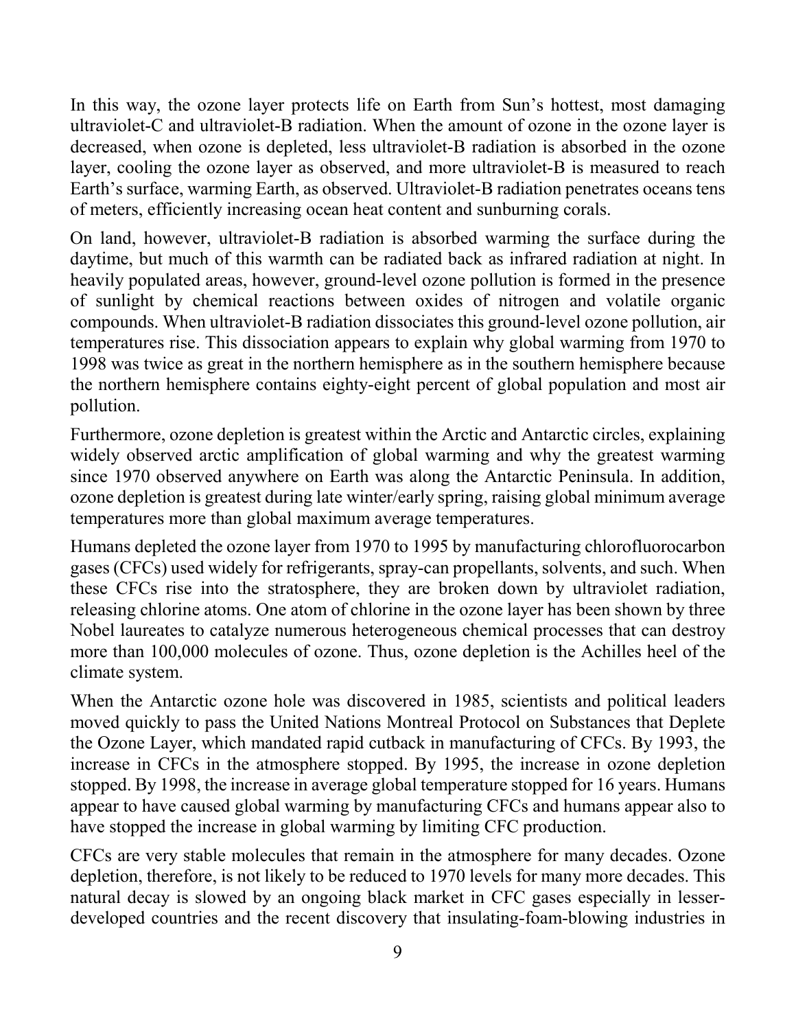In this way, the ozone layer protects life on Earth from Sun's hottest, most damaging ultraviolet-C and ultraviolet-B radiation. When the amount of ozone in the ozone layer is decreased, when ozone is depleted, less ultraviolet-B radiation is absorbed in the ozone layer, cooling the ozone layer as observed, and more ultraviolet-B is measured to reach Earth's surface, warming Earth, as observed. Ultraviolet-B radiation penetrates oceans tens of meters, efficiently increasing ocean heat content and sunburning corals.

On land, however, ultraviolet-B radiation is absorbed warming the surface during the daytime, but much of this warmth can be radiated back as infrared radiation at night. In heavily populated areas, however, ground-level ozone pollution is formed in the presence of sunlight by chemical reactions between oxides of nitrogen and volatile organic compounds. When ultraviolet-B radiation dissociates this ground-level ozone pollution, air temperatures rise. This dissociation appears to explain why global warming from 1970 to 1998 was twice as great in the northern hemisphere as in the southern hemisphere because the northern hemisphere contains eighty-eight percent of global population and most air pollution.

Furthermore, ozone depletion is greatest within the Arctic and Antarctic circles, explaining widely observed arctic amplification of global warming and why the greatest warming since 1970 observed anywhere on Earth was along the Antarctic Peninsula. In addition, ozone depletion is greatest during late winter/early spring, raising global minimum average temperatures more than global maximum average temperatures.

Humans depleted the ozone layer from 1970 to 1995 by manufacturing chlorofluorocarbon gases (CFCs) used widely for refrigerants, spray-can propellants, solvents, and such. When these CFCs rise into the stratosphere, they are broken down by ultraviolet radiation, releasing chlorine atoms. One atom of chlorine in the ozone layer has been shown by three Nobel laureates to catalyze numerous heterogeneous chemical processes that can destroy more than 100,000 molecules of ozone. Thus, ozone depletion is the Achilles heel of the climate system.

When the Antarctic ozone hole was discovered in 1985, scientists and political leaders moved quickly to pass the United Nations Montreal Protocol on Substances that Deplete the Ozone Layer, which mandated rapid cutback in manufacturing of CFCs. By 1993, the increase in CFCs in the atmosphere stopped. By 1995, the increase in ozone depletion stopped. By 1998, the increase in average global temperature stopped for 16 years. Humans appear to have caused global warming by manufacturing CFCs and humans appear also to have stopped the increase in global warming by limiting CFC production.

CFCs are very stable molecules that remain in the atmosphere for many decades. Ozone depletion, therefore, is not likely to be reduced to 1970 levels for many more decades. This natural decay is slowed by an ongoing black market in CFC gases especially in lesser-developed countries and the recent discovery that insulating-foam-blowing industries in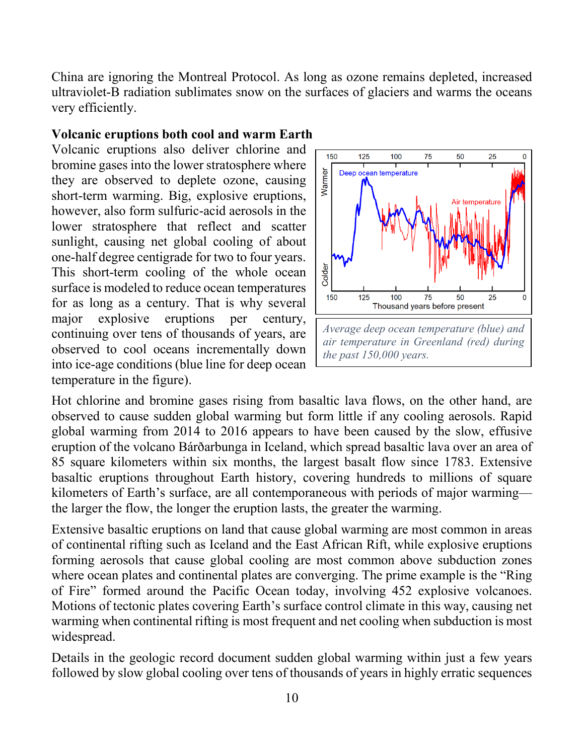China are ignoring the Montreal Protocol. As long as ozone remains depleted, increased ultraviolet-B radiation sublimates snow on the surfaces of glaciers and warms the oceans very efficiently.

**Volcanic eruptions both cool and warm Earth**

Volcanic eruptions also deliver chlorine and bromine gases into the lower stratosphere where they are observed to deplete ozone, causing short-term warming. Big, explosive eruptions, however, also form sulfuric-acid aerosols in the lower stratosphere that reflect and scatter sunlight, causing net global cooling of about one-half degree centigrade for two to four years. This short-term cooling of the whole ocean surface is modeled to reduce ocean temperatures for as long as a century. That is why several major explosive eruptions per century, continuing over tens of thousands of years, are observed to cool oceans incrementally down into ice-age conditions (blue line for deep ocean temperature in the figure).

*Average deep ocean temperature (blue) and air temperature in Greenland (red) during the past 150,000 years.*

Hot chlorine and bromine gases rising from basaltic lava flows, on the other hand, are observed to cause sudden global warming but form little if any cooling aerosols. Rapid global warming from 2014 to 2016 appears to have been caused by the slow, effusive eruption of the volcano Bárðarbunga in Iceland, which spread basaltic lava over an area of 85 square kilometers within six months, the largest basalt flow since 1783. Extensive basaltic eruptions throughout Earth history, covering hundreds to millions of square kilometers of Earth's surface, are all contemporaneous with periods of major warming—the larger the flow, the longer the eruption lasts, the greater the warming.

Extensive basaltic eruptions on land that cause global warming are most common in areas of continental rifting such as Iceland and the East African Rift, while explosive eruptions forming aerosols that cause global cooling are most common above subduction zones where ocean plates and continental plates are converging. The prime example is the "Ring of Fire" formed around the Pacific Ocean today, involving 452 explosive volcanoes. Motions of tectonic plates covering Earth's surface control climate in this way, causing net warming when continental rifting is most frequent and net cooling when subduction is most widespread.

Details in the geologic record document sudden global warming within just a few years followed by slow global cooling over tens of thousands of years in highly erratic sequences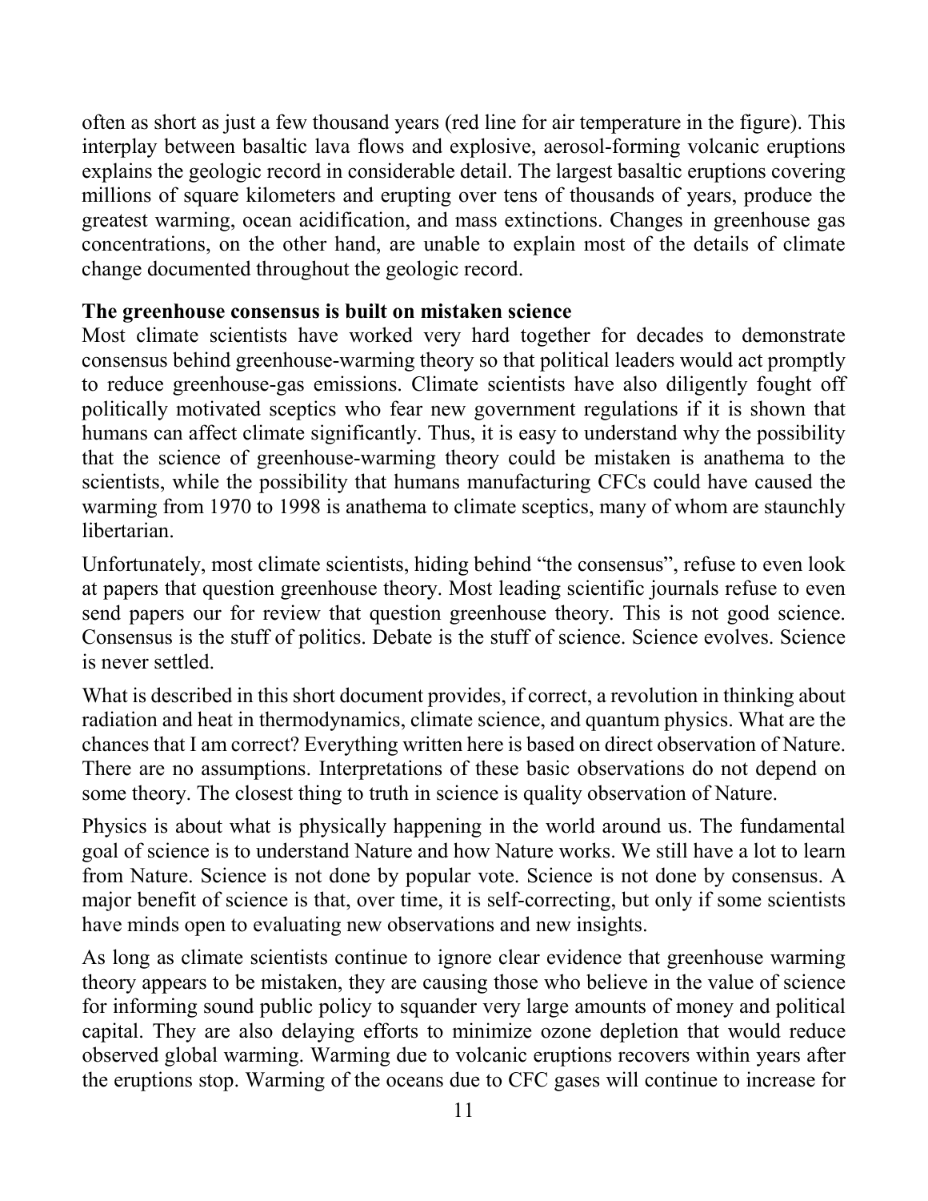often as short as just a few thousand years (red line for air temperature in the figure). This interplay between basaltic lava flows and explosive, aerosol-forming volcanic eruptions explains the geologic record in considerable detail. The largest basaltic eruptions covering millions of square kilometers and erupting over tens of thousands of years, produce the greatest warming, ocean acidification, and mass extinctions. Changes in greenhouse gas concentrations, on the other hand, are unable to explain most of the details of climate change documented throughout the geologic record.

**The greenhouse consensus is built on mistaken science**

Most climate scientists have worked very hard together for decades to demonstrate consensus behind greenhouse-warming theory so that political leaders would act promptly to reduce greenhouse-gas emissions. Climate scientists have also diligently fought off politically motivated sceptics who fear new government regulations if it is shown that humans can affect climate significantly. Thus, it is easy to understand why the possibility that the science of greenhouse-warming theory could be mistaken is anathema to the scientists, while the possibility that humans manufacturing CFCs could have caused the warming from 1970 to 1998 is anathema to climate sceptics, many of whom are staunchly libertarian.

Unfortunately, most climate scientists, hiding behind "the consensus", refuse to even look at papers that question greenhouse theory. Most leading scientific journals refuse to even send papers our for review that question greenhouse theory. This is not good science. Consensus is the stuff of politics. Debate is the stuff of science. Science evolves. Science is never settled.

What is described in this short document provides, if correct, a revolution in thinking about radiation and heat in thermodynamics, climate science, and quantum physics. What are the chances that I am correct? Everything written here is based on direct observation of Nature. There are no assumptions. Interpretations of these basic observations do not depend on some theory. The closest thing to truth in science is quality observation of Nature.

Physics is about what is physically happening in the world around us. The fundamental goal of science is to understand Nature and how Nature works. We still have a lot to learn from Nature. Science is not done by popular vote. Science is not done by consensus. A major benefit of science is that, over time, it is self-correcting, but only if some scientists have minds open to evaluating new observations and new insights.

As long as climate scientists continue to ignore clear evidence that greenhouse warming theory appears to be mistaken, they are causing those who believe in the value of science for informing sound public policy to squander very large amounts of money and political capital. They are also delaying efforts to minimize ozone depletion that would reduce observed global warming. Warming due to volcanic eruptions recovers within years after the eruptions stop. Warming of the oceans due to CFC gases will continue to increase for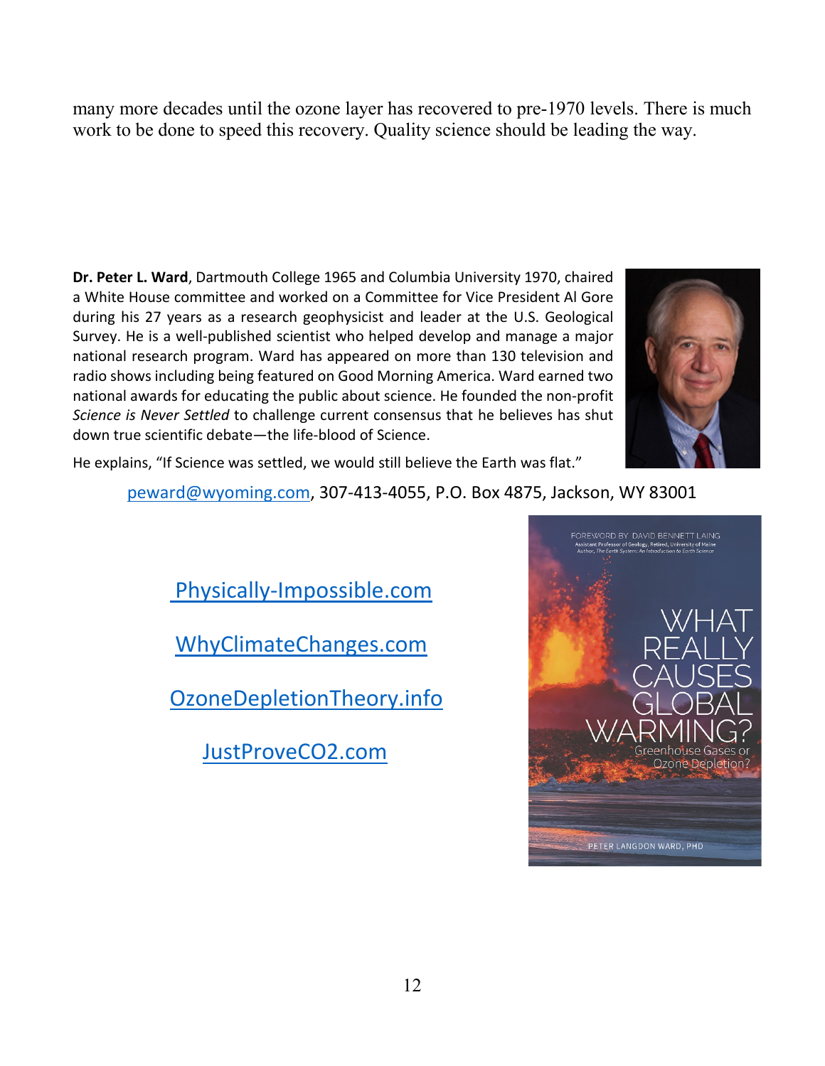many more decades until the ozone layer has recovered to pre-1970 levels. There is much work to be done to speed this recovery. Quality science should be leading the way.

**Dr. Peter L. Ward**, Dartmouth College 1965 and Columbia University 1970, chaired a White House committee and worked on a Committee for Vice President Al Gore during his 27 years as a research geophysicist and leader at the U.S. Geological Survey. He is a well-published scientist who helped develop and manage a major national research program. Ward has appeared on more than 130 television and radio shows including being featured on Good Morning America. Ward earned two national awards for educating the public about science. He founded the non-profit *Science is Never Settled* to challenge current consensus that he believes has shut down true scientific debate—the life-blood of Science.

He explains, "If Science was settled, we would still believe the Earth was flat."

peward@wyoming.com, 307-413-4055, P.O. Box 4875, Jackson, WY 83001

Physically-Impossible.com

WhyClimateChanges.com

OzoneDepletionTheory.info

JustProveCO2.com

FOREWORD BY DAVID BENNETT LAING
Assistant Professor of Geology, Retired, University of Maine
Author, *The Earth System: An Introduction to Earth Science*

WHAT REALLY CAUSES GLOBAL WARMING?
Greenhouse Gases or Ozone Depletion?

PETER LANGDON WARD, PHD